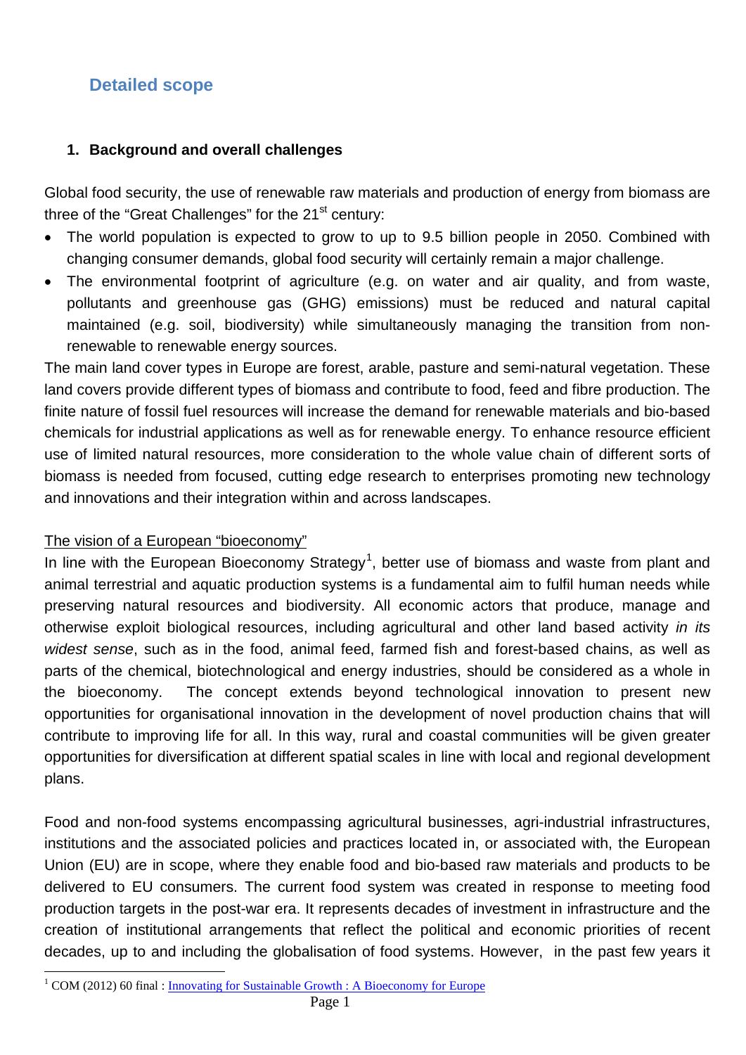## Detailed scope

### 1. Background and overall challenges

Global food security, the use of renewable raw materials and production of energy from biomass are three of the "Great Challenges" for the 21$^{st}$ century:

- The world population is expected to grow to up to 9.5 billion people in 2050. Combined with changing consumer demands, global food security will certainly remain a major challenge.
- The environmental footprint of agriculture (e.g. on water and air quality, and from waste, pollutants and greenhouse gas (GHG) emissions) must be reduced and natural capital maintained (e.g. soil, biodiversity) while simultaneously managing the transition from non-renewable to renewable energy sources.

The main land cover types in Europe are forest, arable, pasture and semi-natural vegetation. These land covers provide different types of biomass and contribute to food, feed and fibre production. The finite nature of fossil fuel resources will increase the demand for renewable materials and bio-based chemicals for industrial applications as well as for renewable energy. To enhance resource efficient use of limited natural resources, more consideration to the whole value chain of different sorts of biomass is needed from focused, cutting edge research to enterprises promoting new technology and innovations and their integration within and across landscapes.

<u>The vision of a European "bioeconomy"</u>

In line with the European Bioeconomy Strategy[1], better use of biomass and waste from plant and animal terrestrial and aquatic production systems is a fundamental aim to fulfil human needs while preserving natural resources and biodiversity. All economic actors that produce, manage and otherwise exploit biological resources, including agricultural and other land based activity *in its widest sense*, such as in the food, animal feed, farmed fish and forest-based chains, as well as parts of the chemical, biotechnological and energy industries, should be considered as a whole in the bioeconomy. The concept extends beyond technological innovation to present new opportunities for organisational innovation in the development of novel production chains that will contribute to improving life for all. In this way, rural and coastal communities will be given greater opportunities for diversification at different spatial scales in line with local and regional development plans.

Food and non-food systems encompassing agricultural businesses, agri-industrial infrastructures, institutions and the associated policies and practices located in, or associated with, the European Union (EU) are in scope, where they enable food and bio-based raw materials and products to be delivered to EU consumers. The current food system was created in response to meeting food production targets in the post-war era. It represents decades of investment in infrastructure and the creation of institutional arrangements that reflect the political and economic priorities of recent decades, up to and including the globalisation of food systems. However, in the past few years it

[1] COM (2012) 60 final : Innovating for Sustainable Growth : A Bioeconomy for Europe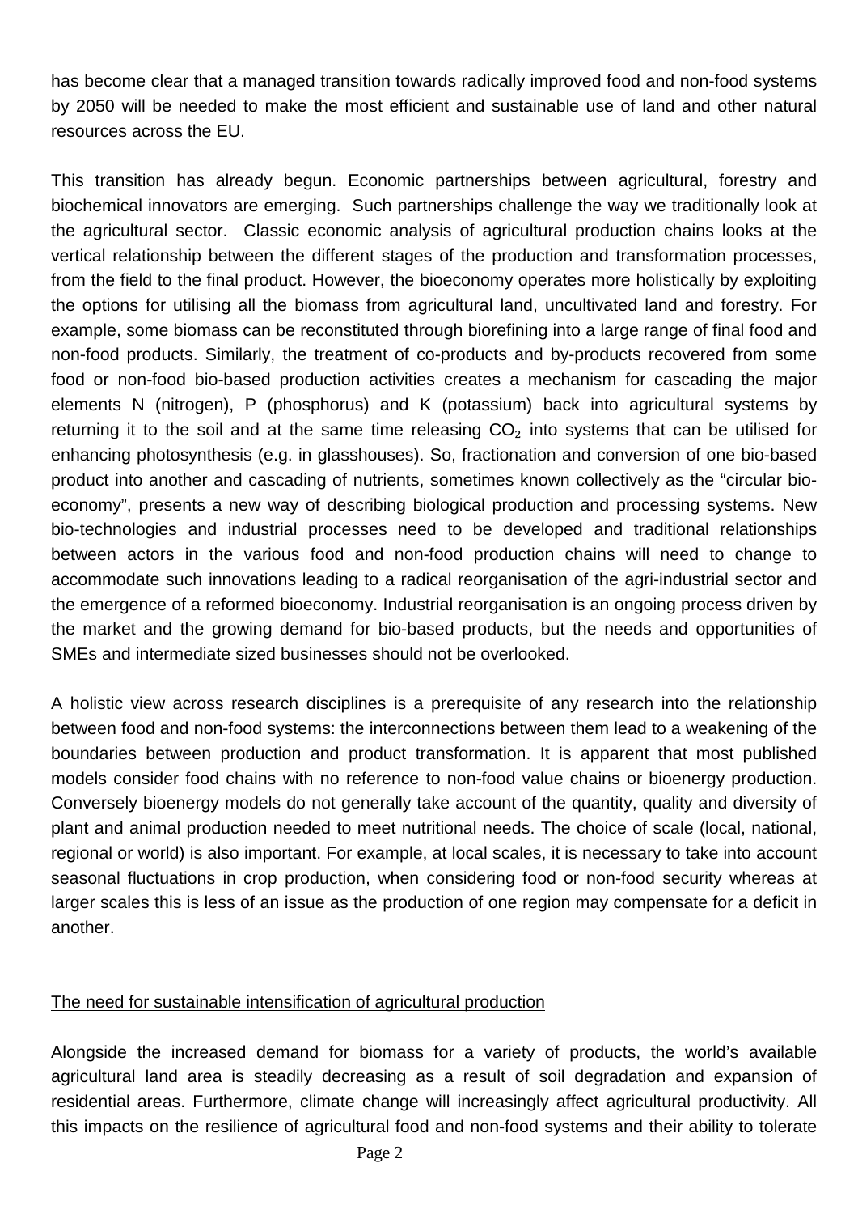has become clear that a managed transition towards radically improved food and non-food systems by 2050 will be needed to make the most efficient and sustainable use of land and other natural resources across the EU.

This transition has already begun. Economic partnerships between agricultural, forestry and biochemical innovators are emerging. Such partnerships challenge the way we traditionally look at the agricultural sector. Classic economic analysis of agricultural production chains looks at the vertical relationship between the different stages of the production and transformation processes, from the field to the final product. However, the bioeconomy operates more holistically by exploiting the options for utilising all the biomass from agricultural land, uncultivated land and forestry. For example, some biomass can be reconstituted through biorefining into a large range of final food and non-food products. Similarly, the treatment of co-products and by-products recovered from some food or non-food bio-based production activities creates a mechanism for cascading the major elements N (nitrogen), P (phosphorus) and K (potassium) back into agricultural systems by returning it to the soil and at the same time releasing $CO_2$ into systems that can be utilised for enhancing photosynthesis (e.g. in glasshouses). So, fractionation and conversion of one bio-based product into another and cascading of nutrients, sometimes known collectively as the "circular bio-economy", presents a new way of describing biological production and processing systems. New bio-technologies and industrial processes need to be developed and traditional relationships between actors in the various food and non-food production chains will need to change to accommodate such innovations leading to a radical reorganisation of the agri-industrial sector and the emergence of a reformed bioeconomy. Industrial reorganisation is an ongoing process driven by the market and the growing demand for bio-based products, but the needs and opportunities of SMEs and intermediate sized businesses should not be overlooked.

A holistic view across research disciplines is a prerequisite of any research into the relationship between food and non-food systems: the interconnections between them lead to a weakening of the boundaries between production and product transformation. It is apparent that most published models consider food chains with no reference to non-food value chains or bioenergy production. Conversely bioenergy models do not generally take account of the quantity, quality and diversity of plant and animal production needed to meet nutritional needs. The choice of scale (local, national, regional or world) is also important. For example, at local scales, it is necessary to take into account seasonal fluctuations in crop production, when considering food or non-food security whereas at larger scales this is less of an issue as the production of one region may compensate for a deficit in another.

## The need for sustainable intensification of agricultural production

Alongside the increased demand for biomass for a variety of products, the world's available agricultural land area is steadily decreasing as a result of soil degradation and expansion of residential areas. Furthermore, climate change will increasingly affect agricultural productivity. All this impacts on the resilience of agricultural food and non-food systems and their ability to tolerate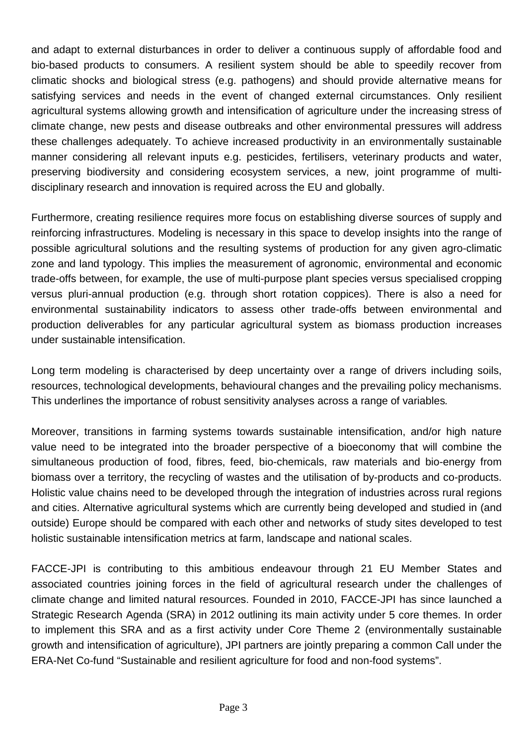and adapt to external disturbances in order to deliver a continuous supply of affordable food and bio-based products to consumers. A resilient system should be able to speedily recover from climatic shocks and biological stress (e.g. pathogens) and should provide alternative means for satisfying services and needs in the event of changed external circumstances. Only resilient agricultural systems allowing growth and intensification of agriculture under the increasing stress of climate change, new pests and disease outbreaks and other environmental pressures will address these challenges adequately. To achieve increased productivity in an environmentally sustainable manner considering all relevant inputs e.g. pesticides, fertilisers, veterinary products and water, preserving biodiversity and considering ecosystem services, a new, joint programme of multi-disciplinary research and innovation is required across the EU and globally.

Furthermore, creating resilience requires more focus on establishing diverse sources of supply and reinforcing infrastructures. Modeling is necessary in this space to develop insights into the range of possible agricultural solutions and the resulting systems of production for any given agro-climatic zone and land typology. This implies the measurement of agronomic, environmental and economic trade-offs between, for example, the use of multi-purpose plant species versus specialised cropping versus pluri-annual production (e.g. through short rotation coppices). There is also a need for environmental sustainability indicators to assess other trade-offs between environmental and production deliverables for any particular agricultural system as biomass production increases under sustainable intensification.

Long term modeling is characterised by deep uncertainty over a range of drivers including soils, resources, technological developments, behavioural changes and the prevailing policy mechanisms. This underlines the importance of robust sensitivity analyses across a range of variables.

Moreover, transitions in farming systems towards sustainable intensification, and/or high nature value need to be integrated into the broader perspective of a bioeconomy that will combine the simultaneous production of food, fibres, feed, bio-chemicals, raw materials and bio-energy from biomass over a territory, the recycling of wastes and the utilisation of by-products and co-products. Holistic value chains need to be developed through the integration of industries across rural regions and cities. Alternative agricultural systems which are currently being developed and studied in (and outside) Europe should be compared with each other and networks of study sites developed to test holistic sustainable intensification metrics at farm, landscape and national scales.

FACCE-JPI is contributing to this ambitious endeavour through 21 EU Member States and associated countries joining forces in the field of agricultural research under the challenges of climate change and limited natural resources. Founded in 2010, FACCE-JPI has since launched a Strategic Research Agenda (SRA) in 2012 outlining its main activity under 5 core themes. In order to implement this SRA and as a first activity under Core Theme 2 (environmentally sustainable growth and intensification of agriculture), JPI partners are jointly preparing a common Call under the ERA-Net Co-fund "Sustainable and resilient agriculture for food and non-food systems".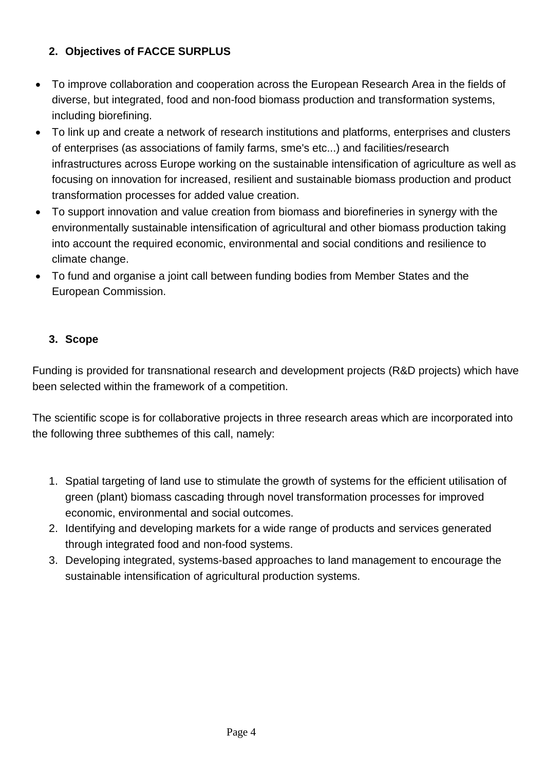## 2. Objectives of FACCE SURPLUS

- To improve collaboration and cooperation across the European Research Area in the fields of diverse, but integrated, food and non-food biomass production and transformation systems, including biorefining.
- To link up and create a network of research institutions and platforms, enterprises and clusters of enterprises (as associations of family farms, sme's etc...) and facilities/research infrastructures across Europe working on the sustainable intensification of agriculture as well as focusing on innovation for increased, resilient and sustainable biomass production and product transformation processes for added value creation.
- To support innovation and value creation from biomass and biorefineries in synergy with the environmentally sustainable intensification of agricultural and other biomass production taking into account the required economic, environmental and social conditions and resilience to climate change.
- To fund and organise a joint call between funding bodies from Member States and the European Commission.

## 3. Scope

Funding is provided for transnational research and development projects (R&D projects) which have been selected within the framework of a competition.

The scientific scope is for collaborative projects in three research areas which are incorporated into the following three subthemes of this call, namely:

1. Spatial targeting of land use to stimulate the growth of systems for the efficient utilisation of green (plant) biomass cascading through novel transformation processes for improved economic, environmental and social outcomes.
2. Identifying and developing markets for a wide range of products and services generated through integrated food and non-food systems.
3. Developing integrated, systems-based approaches to land management to encourage the sustainable intensification of agricultural production systems.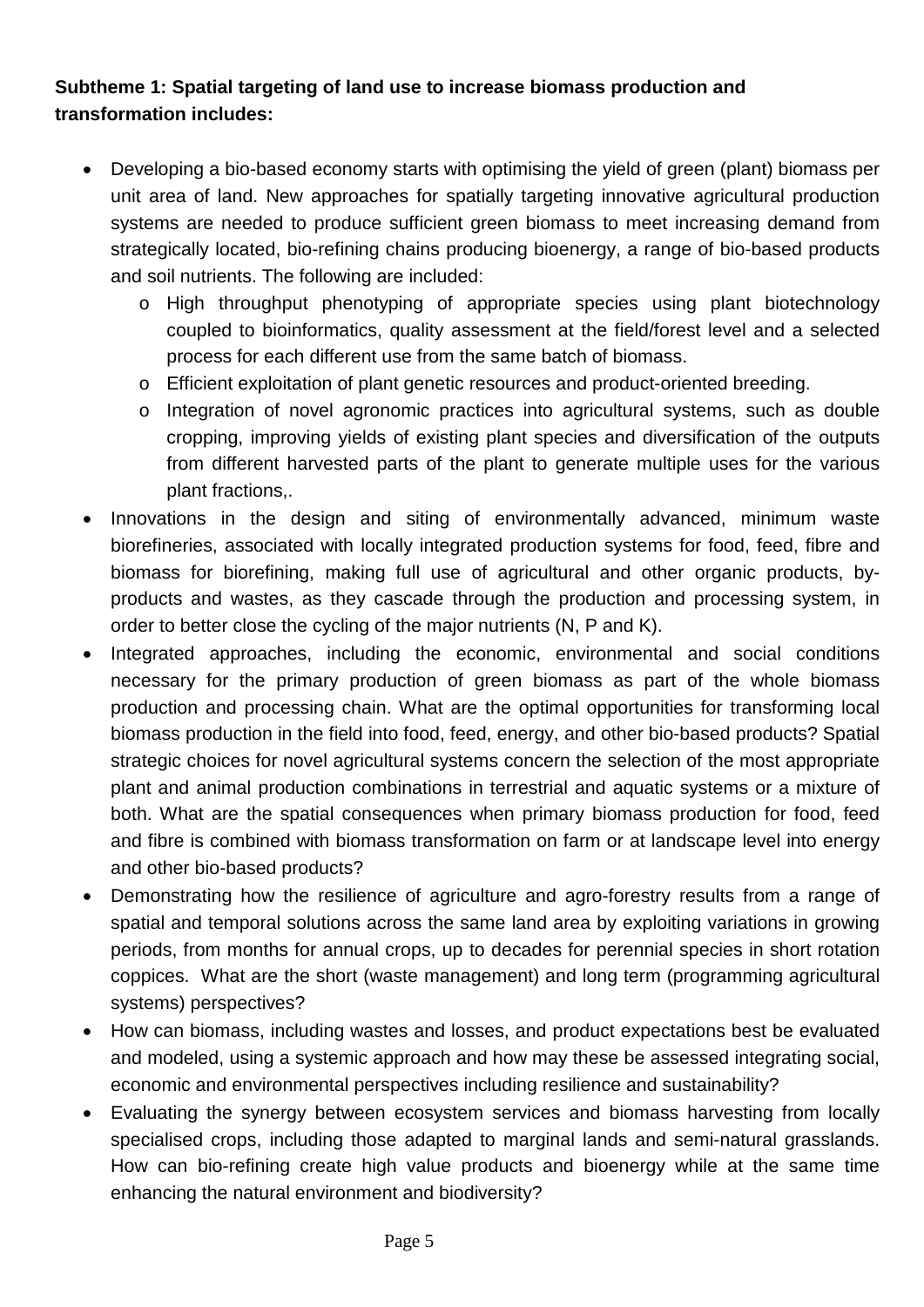**Subtheme 1: Spatial targeting of land use to increase biomass production and transformation includes:**

- Developing a bio-based economy starts with optimising the yield of green (plant) biomass per unit area of land. New approaches for spatially targeting innovative agricultural production systems are needed to produce sufficient green biomass to meet increasing demand from strategically located, bio-refining chains producing bioenergy, a range of bio-based products and soil nutrients. The following are included:
    - High throughput phenotyping of appropriate species using plant biotechnology coupled to bioinformatics, quality assessment at the field/forest level and a selected process for each different use from the same batch of biomass.
    - Efficient exploitation of plant genetic resources and product-oriented breeding.
    - Integration of novel agronomic practices into agricultural systems, such as double cropping, improving yields of existing plant species and diversification of the outputs from different harvested parts of the plant to generate multiple uses for the various plant fractions,.
- Innovations in the design and siting of environmentally advanced, minimum waste biorefineries, associated with locally integrated production systems for food, feed, fibre and biomass for biorefining, making full use of agricultural and other organic products, by-products and wastes, as they cascade through the production and processing system, in order to better close the cycling of the major nutrients (N, P and K).
- Integrated approaches, including the economic, environmental and social conditions necessary for the primary production of green biomass as part of the whole biomass production and processing chain. What are the optimal opportunities for transforming local biomass production in the field into food, feed, energy, and other bio-based products? Spatial strategic choices for novel agricultural systems concern the selection of the most appropriate plant and animal production combinations in terrestrial and aquatic systems or a mixture of both. What are the spatial consequences when primary biomass production for food, feed and fibre is combined with biomass transformation on farm or at landscape level into energy and other bio-based products?
- Demonstrating how the resilience of agriculture and agro-forestry results from a range of spatial and temporal solutions across the same land area by exploiting variations in growing periods, from months for annual crops, up to decades for perennial species in short rotation coppices. What are the short (waste management) and long term (programming agricultural systems) perspectives?
- How can biomass, including wastes and losses, and product expectations best be evaluated and modeled, using a systemic approach and how may these be assessed integrating social, economic and environmental perspectives including resilience and sustainability?
- Evaluating the synergy between ecosystem services and biomass harvesting from locally specialised crops, including those adapted to marginal lands and semi-natural grasslands. How can bio-refining create high value products and bioenergy while at the same time enhancing the natural environment and biodiversity?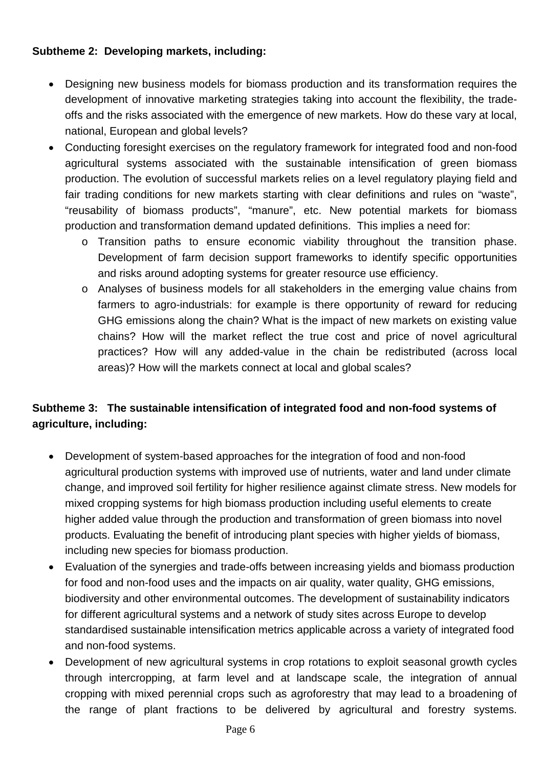**Subtheme 2: Developing markets, including:**

- Designing new business models for biomass production and its transformation requires the development of innovative marketing strategies taking into account the flexibility, the trade-offs and the risks associated with the emergence of new markets. How do these vary at local, national, European and global levels?
- Conducting foresight exercises on the regulatory framework for integrated food and non-food agricultural systems associated with the sustainable intensification of green biomass production. The evolution of successful markets relies on a level regulatory playing field and fair trading conditions for new markets starting with clear definitions and rules on "waste", "reusability of biomass products", "manure", etc. New potential markets for biomass production and transformation demand updated definitions. This implies a need for:
  - Transition paths to ensure economic viability throughout the transition phase. Development of farm decision support frameworks to identify specific opportunities and risks around adopting systems for greater resource use efficiency.
  - Analyses of business models for all stakeholders in the emerging value chains from farmers to agro-industrials: for example is there opportunity of reward for reducing GHG emissions along the chain? What is the impact of new markets on existing value chains? How will the market reflect the true cost and price of novel agricultural practices? How will any added-value in the chain be redistributed (across local areas)? How will the markets connect at local and global scales?

**Subtheme 3: The sustainable intensification of integrated food and non-food systems of agriculture, including:**

- Development of system-based approaches for the integration of food and non-food agricultural production systems with improved use of nutrients, water and land under climate change, and improved soil fertility for higher resilience against climate stress. New models for mixed cropping systems for high biomass production including useful elements to create higher added value through the production and transformation of green biomass into novel products. Evaluating the benefit of introducing plant species with higher yields of biomass, including new species for biomass production.
- Evaluation of the synergies and trade-offs between increasing yields and biomass production for food and non-food uses and the impacts on air quality, water quality, GHG emissions, biodiversity and other environmental outcomes. The development of sustainability indicators for different agricultural systems and a network of study sites across Europe to develop standardised sustainable intensification metrics applicable across a variety of integrated food and non-food systems.
- Development of new agricultural systems in crop rotations to exploit seasonal growth cycles through intercropping, at farm level and at landscape scale, the integration of annual cropping with mixed perennial crops such as agroforestry that may lead to a broadening of the range of plant fractions to be delivered by agricultural and forestry systems.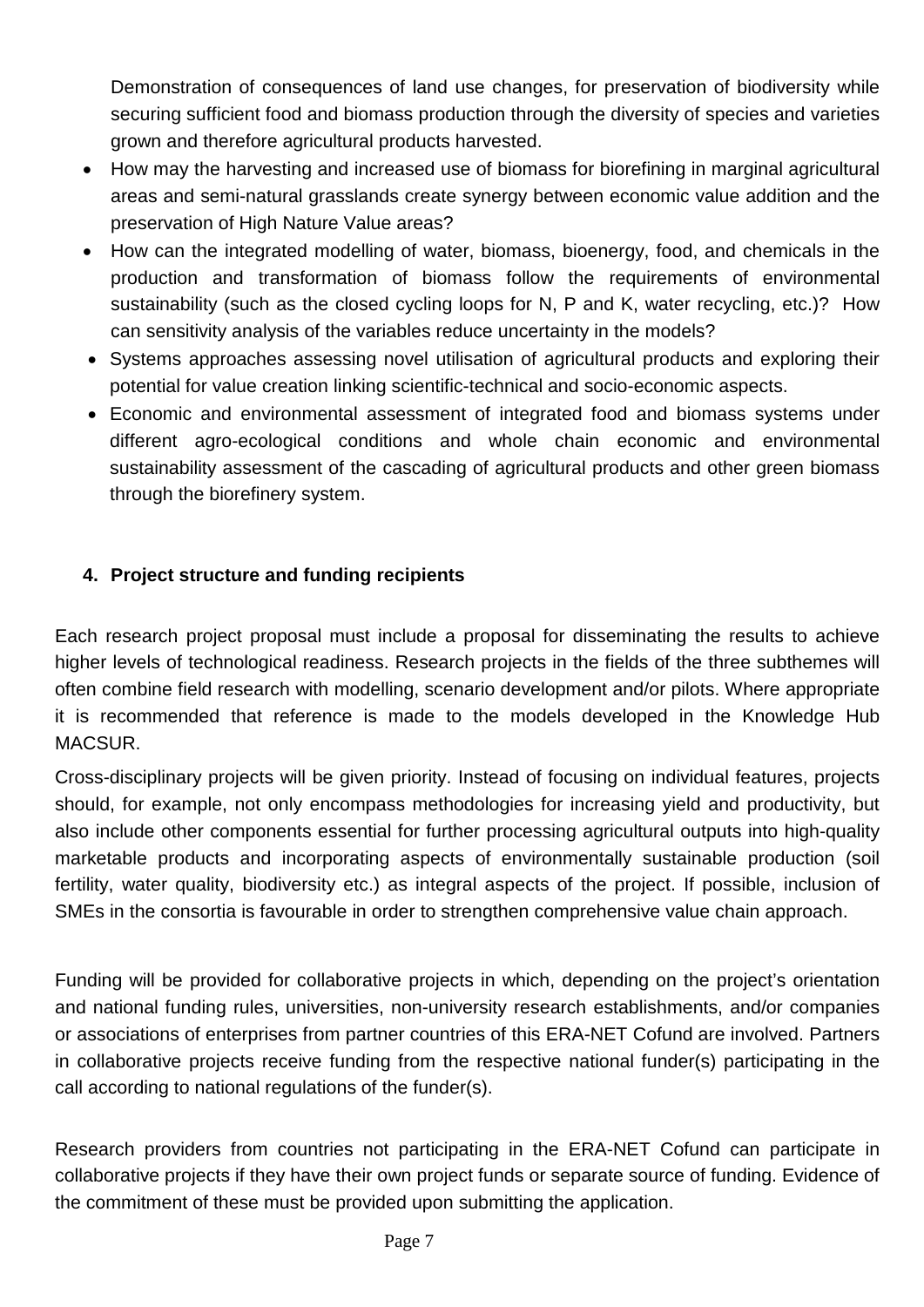Demonstration of consequences of land use changes, for preservation of biodiversity while securing sufficient food and biomass production through the diversity of species and varieties grown and therefore agricultural products harvested.

- How may the harvesting and increased use of biomass for biorefining in marginal agricultural areas and semi-natural grasslands create synergy between economic value addition and the preservation of High Nature Value areas?
- How can the integrated modelling of water, biomass, bioenergy, food, and chemicals in the production and transformation of biomass follow the requirements of environmental sustainability (such as the closed cycling loops for N, P and K, water recycling, etc.)? How can sensitivity analysis of the variables reduce uncertainty in the models?
- Systems approaches assessing novel utilisation of agricultural products and exploring their potential for value creation linking scientific-technical and socio-economic aspects.
- Economic and environmental assessment of integrated food and biomass systems under different agro-ecological conditions and whole chain economic and environmental sustainability assessment of the cascading of agricultural products and other green biomass through the biorefinery system.

## 4. Project structure and funding recipients

Each research project proposal must include a proposal for disseminating the results to achieve higher levels of technological readiness. Research projects in the fields of the three subthemes will often combine field research with modelling, scenario development and/or pilots. Where appropriate it is recommended that reference is made to the models developed in the Knowledge Hub MACSUR.

Cross-disciplinary projects will be given priority. Instead of focusing on individual features, projects should, for example, not only encompass methodologies for increasing yield and productivity, but also include other components essential for further processing agricultural outputs into high-quality marketable products and incorporating aspects of environmentally sustainable production (soil fertility, water quality, biodiversity etc.) as integral aspects of the project. If possible, inclusion of SMEs in the consortia is favourable in order to strengthen comprehensive value chain approach.

Funding will be provided for collaborative projects in which, depending on the project's orientation and national funding rules, universities, non-university research establishments, and/or companies or associations of enterprises from partner countries of this ERA-NET Cofund are involved. Partners in collaborative projects receive funding from the respective national funder(s) participating in the call according to national regulations of the funder(s).

Research providers from countries not participating in the ERA-NET Cofund can participate in collaborative projects if they have their own project funds or separate source of funding. Evidence of the commitment of these must be provided upon submitting the application.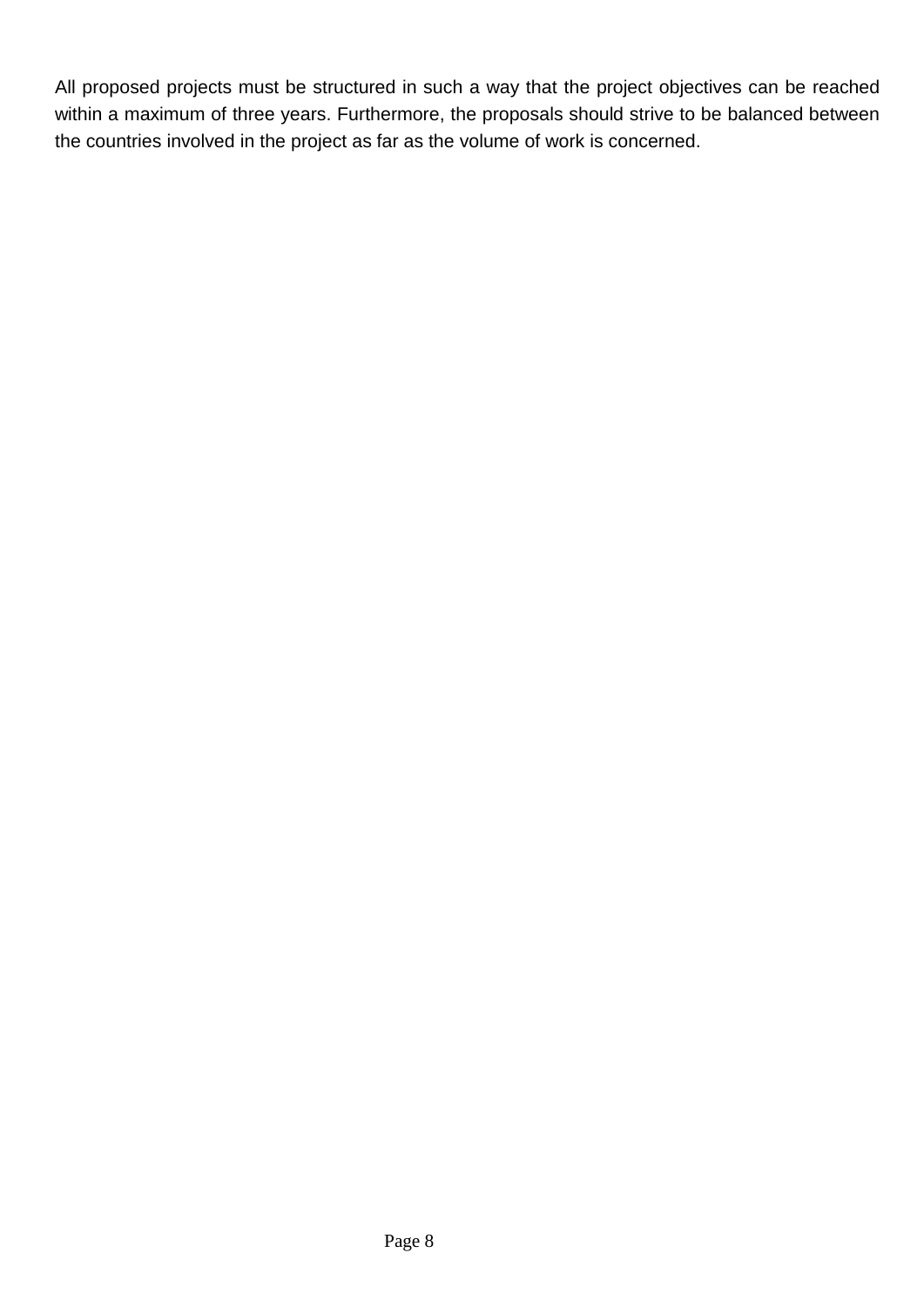All proposed projects must be structured in such a way that the project objectives can be reached within a maximum of three years. Furthermore, the proposals should strive to be balanced between the countries involved in the project as far as the volume of work is concerned.